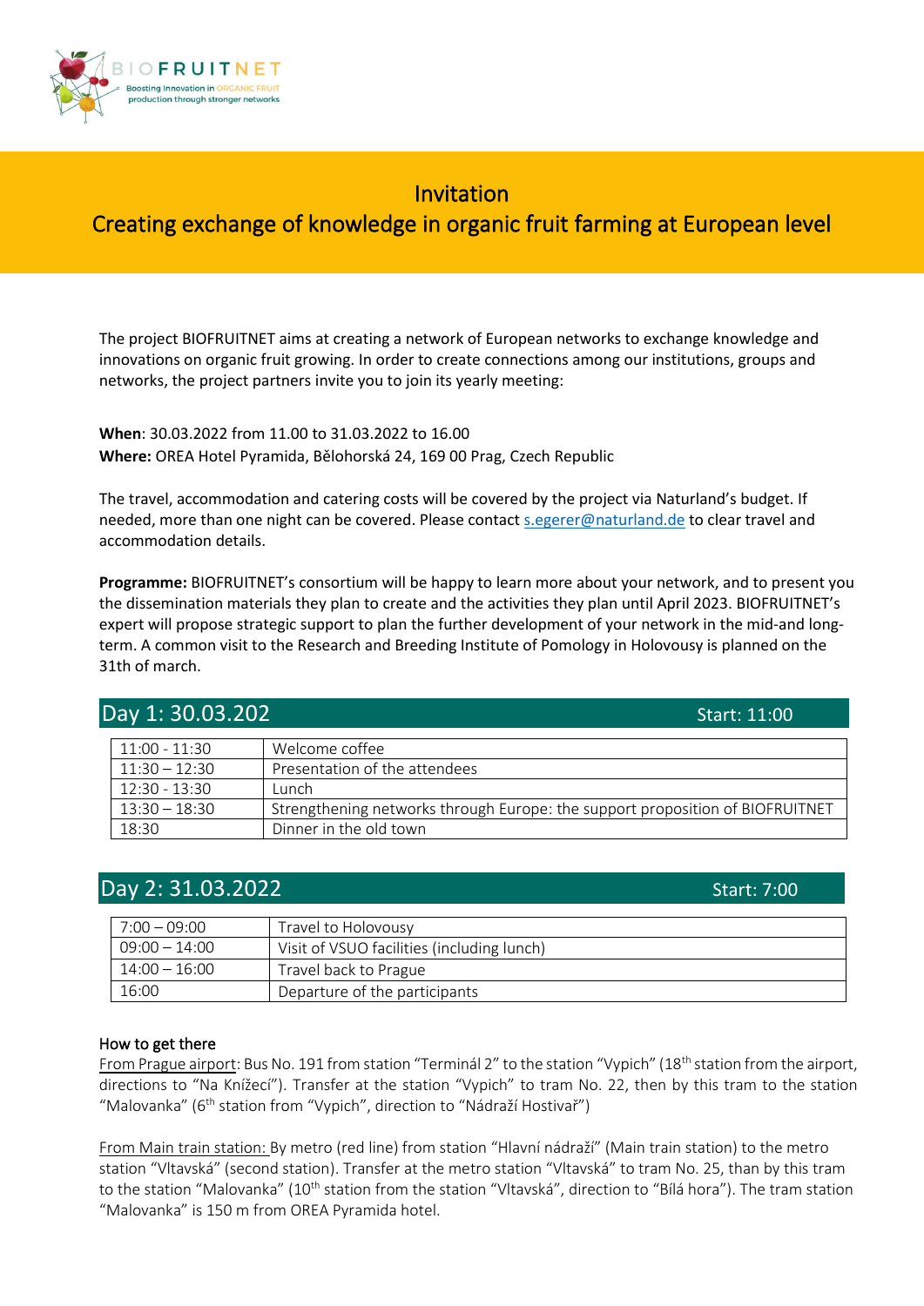BIOFRUITNET
Boosting Innovation in ORGANIC FRUIT production through stronger networks

# Invitation

# Creating exchange of knowledge in organic fruit farming at European level

The project BIOFRUITNET aims at creating a network of European networks to exchange knowledge and innovations on organic fruit growing. In order to create connections among our institutions, groups and networks, the project partners invite you to join its yearly meeting:

**When**: 30.03.2022 from 11.00 to 31.03.2022 to 16.00
**Where:** OREA Hotel Pyramida, Bělohorská 24, 169 00 Prag, Czech Republic

The travel, accommodation and catering costs will be covered by the project via Naturland's budget. If needed, more than one night can be covered. Please contact s.egerer@naturland.de to clear travel and accommodation details.

**Programme:** BIOFRUITNET's consortium will be happy to learn more about your network, and to present you the dissemination materials they plan to create and the activities they plan until April 2023. BIOFRUITNET's expert will propose strategic support to plan the further development of your network in the mid-and long-term. A common visit to the Research and Breeding Institute of Pomology in Holovousy is planned on the 31th of march.

## Day 1: 30.03.202 — Start: 11:00

| | |
|---|---|
| 11:00 - 11:30 | Welcome coffee |
| 11:30 – 12:30 | Presentation of the attendees |
| 12:30 - 13:30 | Lunch |
| 13:30 – 18:30 | Strengthening networks through Europe: the support proposition of BIOFRUITNET |
| 18:30 | Dinner in the old town |

## Day 2: 31.03.2022 — Start: 7:00

| | |
|---|---|
| 7:00 – 09:00 | Travel to Holovousy |
| 09:00 – 14:00 | Visit of VSUO facilities (including lunch) |
| 14:00 – 16:00 | Travel back to Prague |
| 16:00 | Departure of the participants |

### How to get there

From Prague airport: Bus No. 191 from station "Terminál 2" to the station "Vypich" (18th station from the airport, directions to "Na Knížecí"). Transfer at the station "Vypich" to tram No. 22, then by this tram to the station "Malovanka" (6th station from "Vypich", direction to "Nádraží Hostivař")

From Main train station: By metro (red line) from station "Hlavní nádraží" (Main train station) to the metro station "Vltavská" (second station). Transfer at the metro station "Vltavská" to tram No. 25, than by this tram to the station "Malovanka" (10th station from the station "Vltavská", direction to "Bílá hora"). The tram station "Malovanka" is 150 m from OREA Pyramida hotel.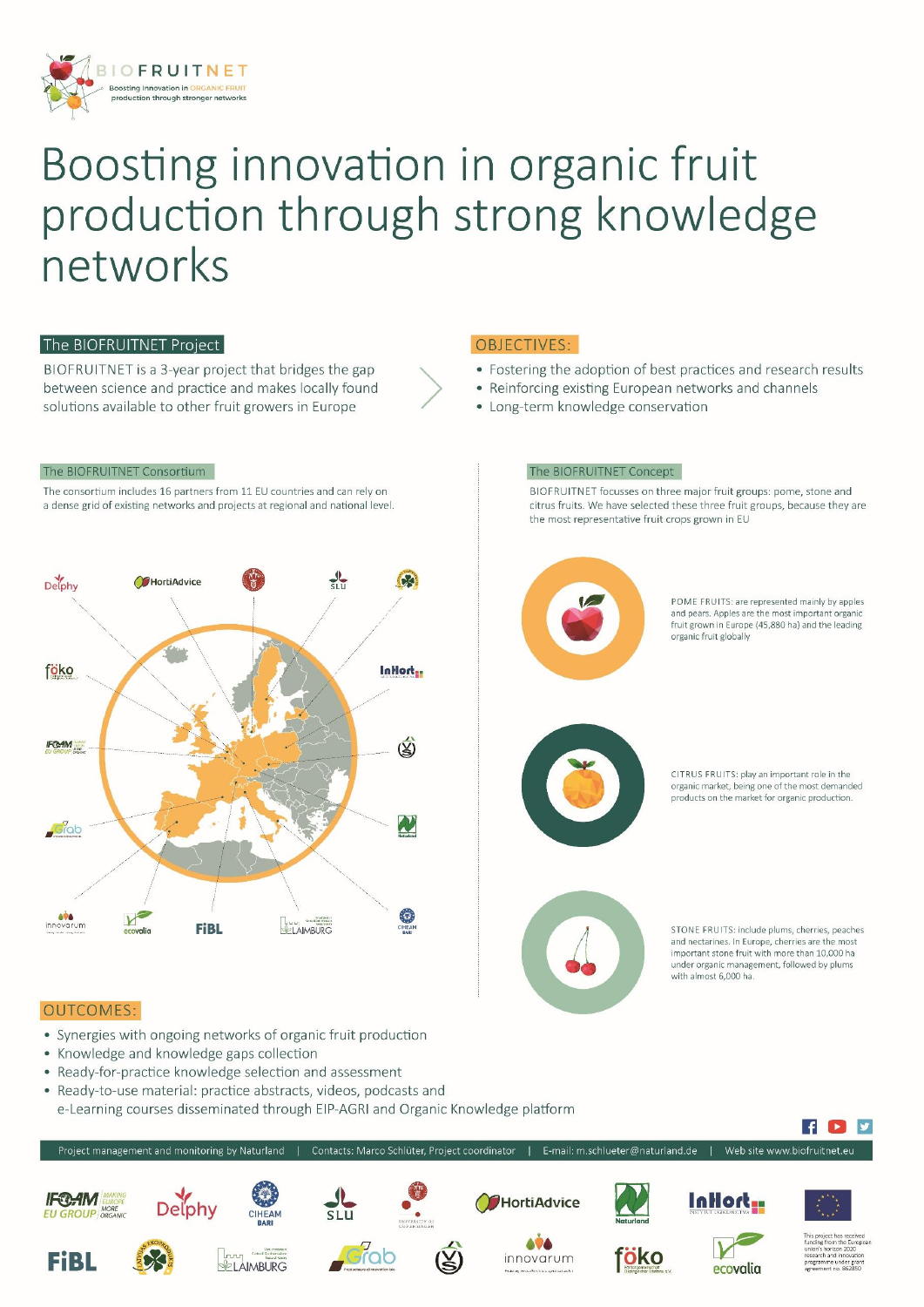BIOFRUITNET

Boosting innovation in ORGANIC FRUIT production through stronger networks

# Boosting innovation in organic fruit production through strong knowledge networks

## The BIOFRUITNET Project

BIOFRUITNET is a 3-year project that bridges the gap between science and practice and makes locally found solutions available to other fruit growers in Europe

## OBJECTIVES:

- Fostering the adoption of best practices and research results
- Reinforcing existing European networks and channels
- Long-term knowledge conservation

## The BIOFRUITNET Consortium

The consortium includes 16 partners from 11 EU countries and can rely on a dense grid of existing networks and projects at regional and national level.

Delphy, HortiAdvice, SLU, föko, InHort, IFOAM EU GROUP, Naturland, Grab, innovarum, ecovalia, FiBL, LAIMBURG, CIHEAM BARI

## The BIOFRUITNET Concept

BIOFRUITNET focusses on three major fruit groups: pome, stone and citrus fruits. We have selected these three fruit groups, because they are the most representative fruit crops grown in EU

POME FRUITS: are represented mainly by apples and pears. Apples are the most important organic fruit grown in Europe (45,880 ha) and the leading organic fruit globally

CITRUS FRUITS: play an important role in the organic market, being one of the most demanded products on the market for organic production.

STONE FRUITS: include plums, cherries, peaches and nectarines. In Europe, cherries are the most important stone fruit with more than 10,000 ha under organic management, followed by plums with almost 6,000 ha.

## OUTCOMES:

- Synergies with ongoing networks of organic fruit production
- Knowledge and knowledge gaps collection
- Ready-for-practice knowledge selection and assessment
- Ready-to-use material: practice abstracts, videos, podcasts and e-Learning courses disseminated through EIP-AGRI and Organic Knowledge platform

Project management and monitoring by Naturland | Contacts: Marco Schlüter, Project coordinator | E-mail: m.schlueter@naturland.de | Web site www.biofruitnet.eu

This project has received funding from the European union's horizon 2020 research and innovation programme under grant agreement no. 862850